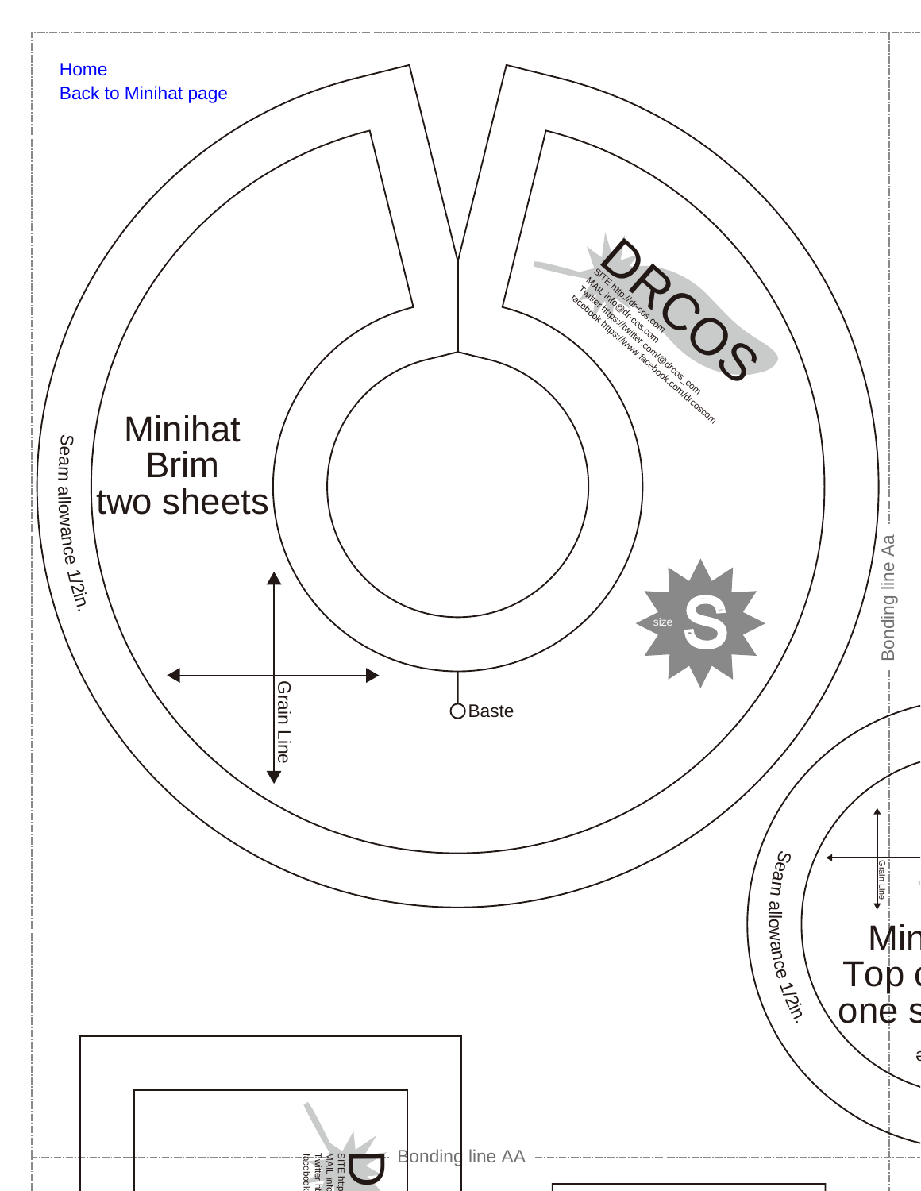Home
Back to Minihat page

Minihat
Brim
two sheets

Seam allowance 1/2in.

Grain Line

Baste

DRCOS
SITE http://dr-cos.com
MAIL info@dr-cos.com
Twitter https://twitter.com/@drcos_com
facebook https://www.facebook.com/drcoscom

size S

Bonding line Aa

Seam allowance 1/2in.

Grain Line

Min
Top
one s

Bonding line AA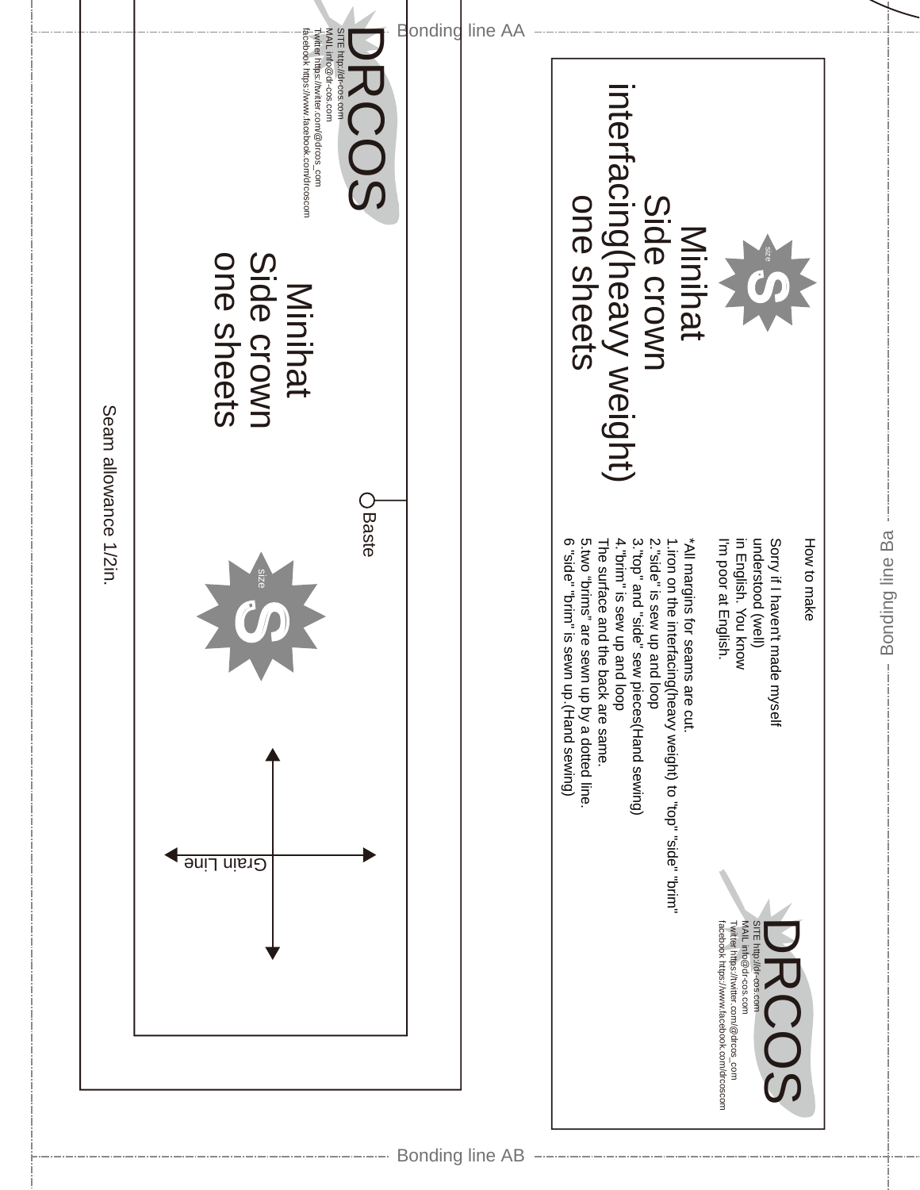Bonding line AA

DRCOS

SITE http://dr-cos.com
MAIL info@dr-cos.com
Twitter https://twitter.com/@drcos_com
facebook https://www.facebook.com/drcoscom

Minihat
Side crown
one sheets

Baste

size S

Grain Line

Seam allowance 1/2in.

size S

Minihat
Side crown
interfacing(heavy weight)
one sheets

How to make

Sorry if I haven't made myself understood (well) in English. You know I'm poor at English.

*All margins for seams are cut.
1.iron on the interfacing(heavy weight) to "top" "side" "brim"
2."side" is sew up and loop
3."top" and "side" sew pieces(Hand sewing)
4."brim" is sew up and loop
The surface and the back are same.
5.two "brims" are sewn up by a dotted line.
6 "side" "brim" is sewn up.(Hand sewing)

DRCOS

SITE http://dr-cos.com
MAIL info@dr-cos.com
Twitter https://twitter.com/@drcos_com
facebook https://www.facebook.com/drcoscom

Bonding line Ba

Bonding line AB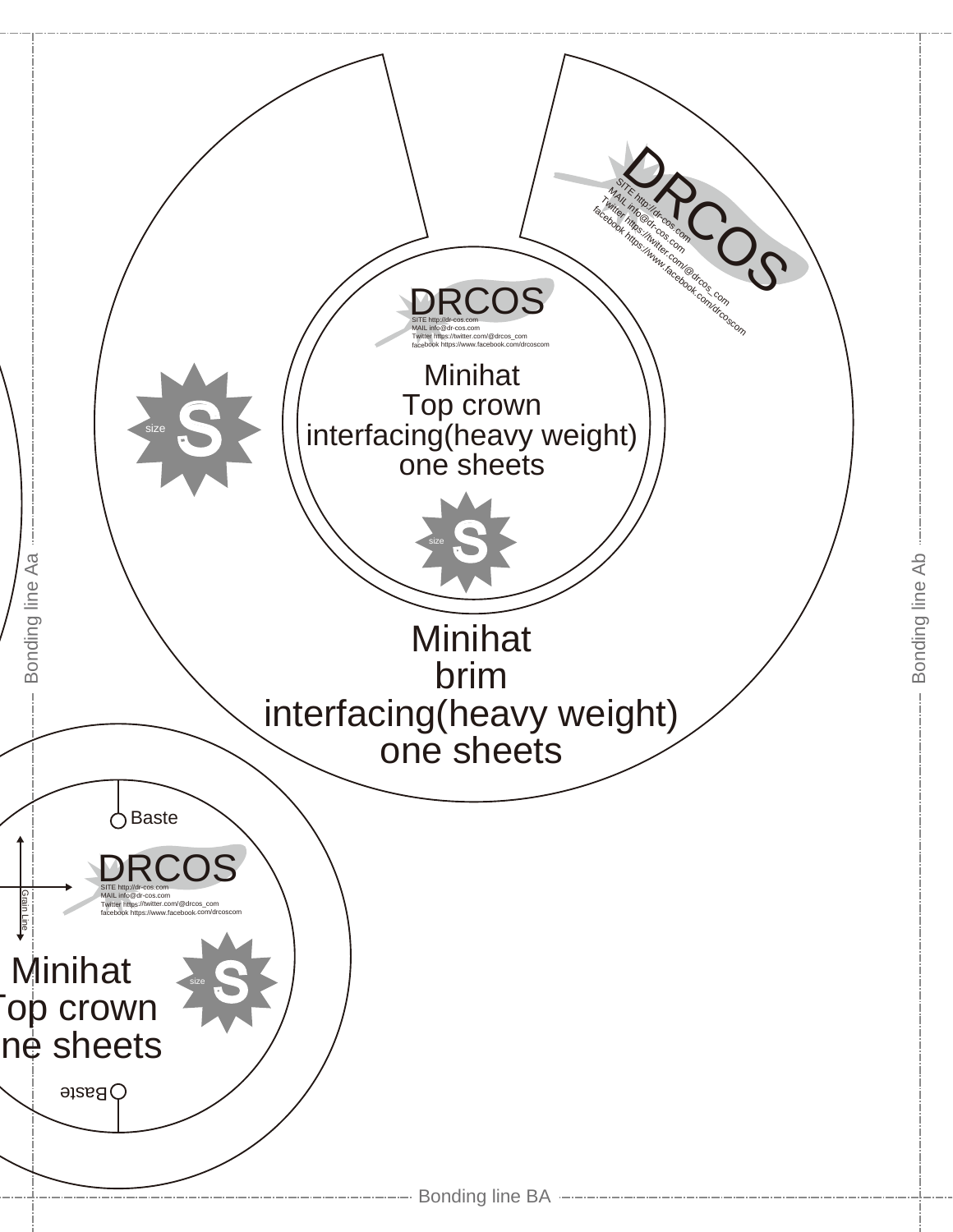DRCOS

SITE http://dr-cos.com
MAIL info@dr-cos.com
Twitter https://twitter.com/@drcos_com
facebook https://www.facebook.com/drcoscom

DRCOS

SITE http://dr-cos.com
MAIL info@dr-cos.com
Twitter https://twitter.com/@drcos_com
facebook https://www.facebook.com/drcoscom

Minihat
Top crown
interfacing(heavy weight)
one sheets

size S

size S

Minihat
brim
interfacing(heavy weight)
one sheets

Bonding line Aa

Bonding line Ab

Baste

DRCOS

SITE http://dr-cos.com
MAIL info@dr-cos.com
Twitter https://twitter.com/@drcos_com
facebook https://www.facebook.com/drcoscom

Grain Line

Minihat
Top crown
one sheets

size S

Baste

Bonding line BA